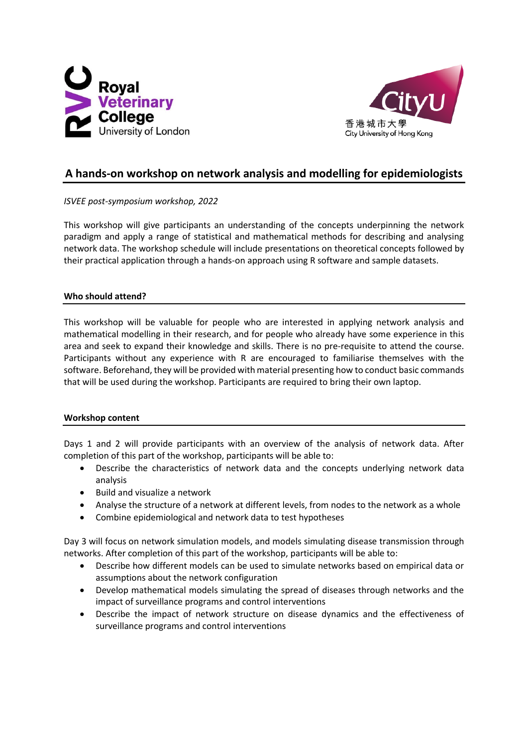# A hands-on workshop on network analysis and modelling for epidemiologists

*ISVEE post-symposium workshop, 2022*

This workshop will give participants an understanding of the concepts underpinning the network paradigm and apply a range of statistical and mathematical methods for describing and analysing network data. The workshop schedule will include presentations on theoretical concepts followed by their practical application through a hands-on approach using R software and sample datasets.

## Who should attend?

This workshop will be valuable for people who are interested in applying network analysis and mathematical modelling in their research, and for people who already have some experience in this area and seek to expand their knowledge and skills. There is no pre-requisite to attend the course. Participants without any experience with R are encouraged to familiarise themselves with the software. Beforehand, they will be provided with material presenting how to conduct basic commands that will be used during the workshop. Participants are required to bring their own laptop.

## Workshop content

Days 1 and 2 will provide participants with an overview of the analysis of network data. After completion of this part of the workshop, participants will be able to:

- Describe the characteristics of network data and the concepts underlying network data analysis
- Build and visualize a network
- Analyse the structure of a network at different levels, from nodes to the network as a whole
- Combine epidemiological and network data to test hypotheses

Day 3 will focus on network simulation models, and models simulating disease transmission through networks. After completion of this part of the workshop, participants will be able to:

- Describe how different models can be used to simulate networks based on empirical data or assumptions about the network configuration
- Develop mathematical models simulating the spread of diseases through networks and the impact of surveillance programs and control interventions
- Describe the impact of network structure on disease dynamics and the effectiveness of surveillance programs and control interventions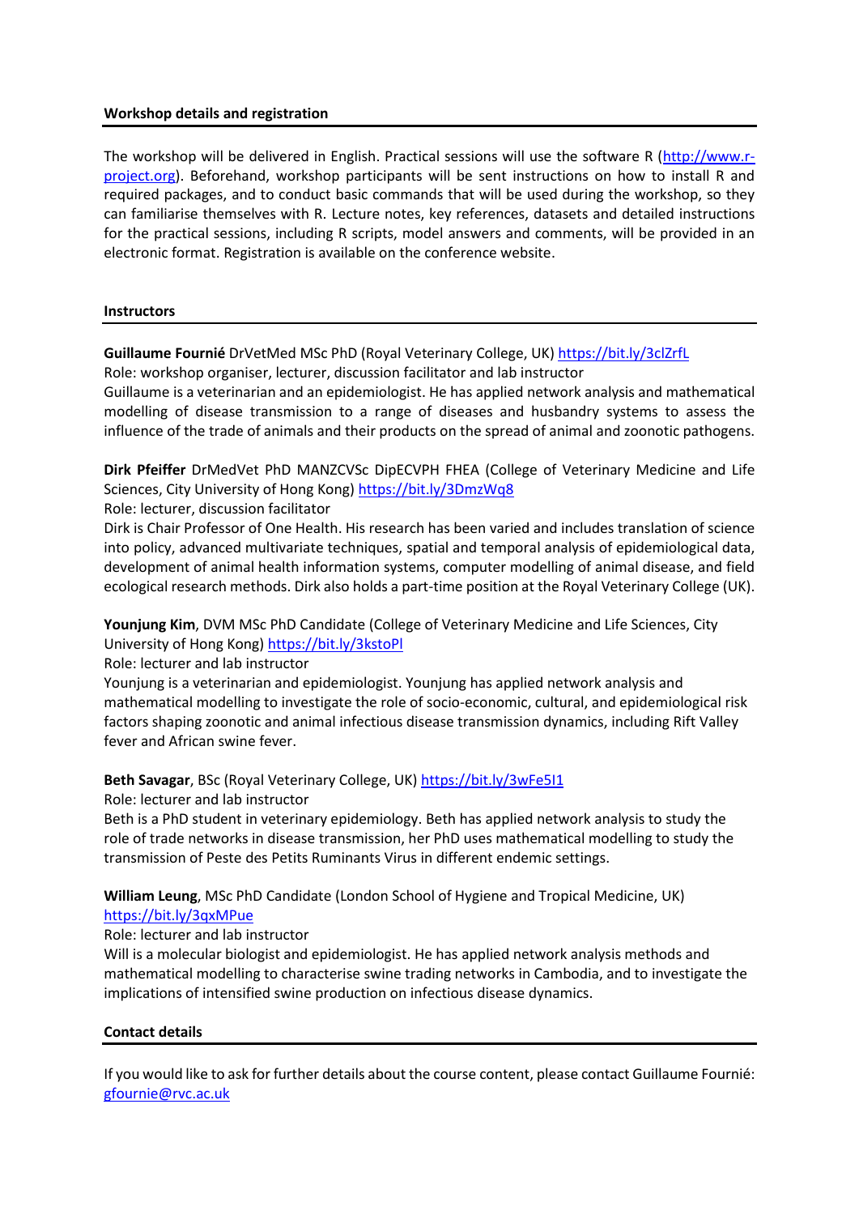## Workshop details and registration

The workshop will be delivered in English. Practical sessions will use the software R (http://www.r-project.org). Beforehand, workshop participants will be sent instructions on how to install R and required packages, and to conduct basic commands that will be used during the workshop, so they can familiarise themselves with R. Lecture notes, key references, datasets and detailed instructions for the practical sessions, including R scripts, model answers and comments, will be provided in an electronic format. Registration is available on the conference website.

## Instructors

**Guillaume Fournié** DrVetMed MSc PhD (Royal Veterinary College, UK) https://bit.ly/3clZrfL
Role: workshop organiser, lecturer, discussion facilitator and lab instructor
Guillaume is a veterinarian and an epidemiologist. He has applied network analysis and mathematical modelling of disease transmission to a range of diseases and husbandry systems to assess the influence of the trade of animals and their products on the spread of animal and zoonotic pathogens.

**Dirk Pfeiffer** DrMedVet PhD MANZCVSc DipECVPH FHEA (College of Veterinary Medicine and Life Sciences, City University of Hong Kong) https://bit.ly/3DmzWq8
Role: lecturer, discussion facilitator
Dirk is Chair Professor of One Health. His research has been varied and includes translation of science into policy, advanced multivariate techniques, spatial and temporal analysis of epidemiological data, development of animal health information systems, computer modelling of animal disease, and field ecological research methods. Dirk also holds a part-time position at the Royal Veterinary College (UK).

**Younjung Kim**, DVM MSc PhD Candidate (College of Veterinary Medicine and Life Sciences, City University of Hong Kong) https://bit.ly/3kstoPl
Role: lecturer and lab instructor
Younjung is a veterinarian and epidemiologist. Younjung has applied network analysis and mathematical modelling to investigate the role of socio-economic, cultural, and epidemiological risk factors shaping zoonotic and animal infectious disease transmission dynamics, including Rift Valley fever and African swine fever.

**Beth Savagar**, BSc (Royal Veterinary College, UK) https://bit.ly/3wFe5I1
Role: lecturer and lab instructor
Beth is a PhD student in veterinary epidemiology. Beth has applied network analysis to study the role of trade networks in disease transmission, her PhD uses mathematical modelling to study the transmission of Peste des Petits Ruminants Virus in different endemic settings.

**William Leung**, MSc PhD Candidate (London School of Hygiene and Tropical Medicine, UK) https://bit.ly/3qxMPue
Role: lecturer and lab instructor
Will is a molecular biologist and epidemiologist. He has applied network analysis methods and mathematical modelling to characterise swine trading networks in Cambodia, and to investigate the implications of intensified swine production on infectious disease dynamics.

## Contact details

If you would like to ask for further details about the course content, please contact Guillaume Fournié: gfournie@rvc.ac.uk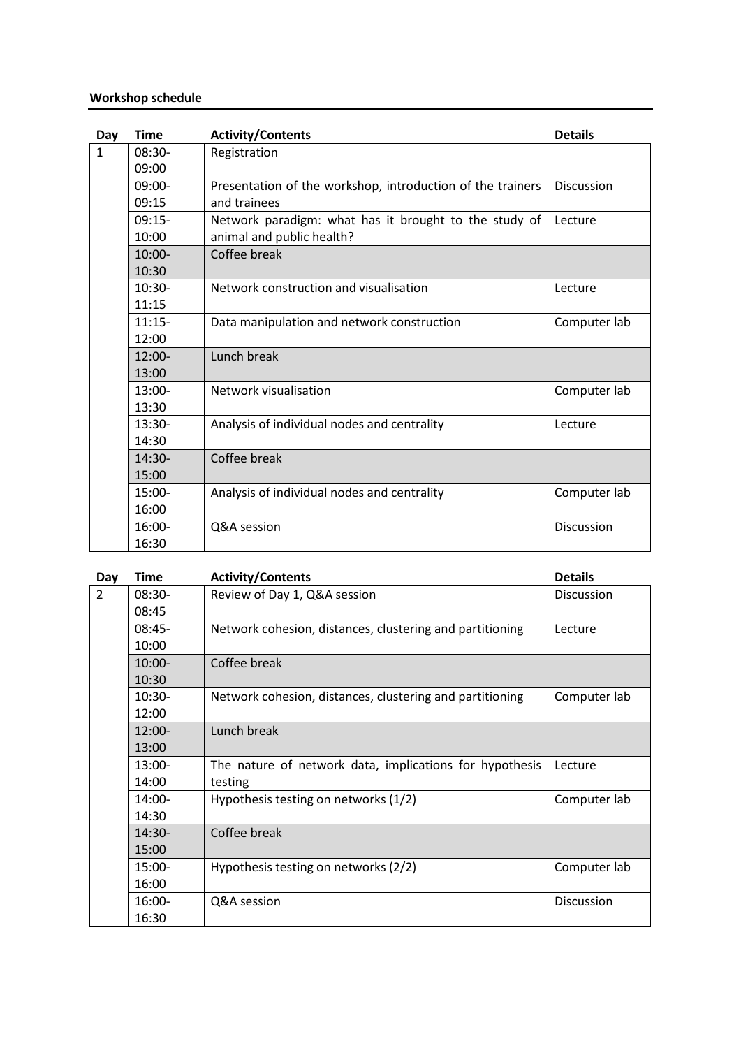**Workshop schedule**

| Day | Time | Activity/Contents | Details |
|---|---|---|---|
| 1 | 08:30-09:00 | Registration | |
| | 09:00-09:15 | Presentation of the workshop, introduction of the trainers and trainees | Discussion |
| | 09:15-10:00 | Network paradigm: what has it brought to the study of animal and public health? | Lecture |
| | 10:00-10:30 | Coffee break | |
| | 10:30-11:15 | Network construction and visualisation | Lecture |
| | 11:15-12:00 | Data manipulation and network construction | Computer lab |
| | 12:00-13:00 | Lunch break | |
| | 13:00-13:30 | Network visualisation | Computer lab |
| | 13:30-14:30 | Analysis of individual nodes and centrality | Lecture |
| | 14:30-15:00 | Coffee break | |
| | 15:00-16:00 | Analysis of individual nodes and centrality | Computer lab |
| | 16:00-16:30 | Q&A session | Discussion |

| Day | Time | Activity/Contents | Details |
|---|---|---|---|
| 2 | 08:30-08:45 | Review of Day 1, Q&A session | Discussion |
| | 08:45-10:00 | Network cohesion, distances, clustering and partitioning | Lecture |
| | 10:00-10:30 | Coffee break | |
| | 10:30-12:00 | Network cohesion, distances, clustering and partitioning | Computer lab |
| | 12:00-13:00 | Lunch break | |
| | 13:00-14:00 | The nature of network data, implications for hypothesis testing | Lecture |
| | 14:00-14:30 | Hypothesis testing on networks (1/2) | Computer lab |
| | 14:30-15:00 | Coffee break | |
| | 15:00-16:00 | Hypothesis testing on networks (2/2) | Computer lab |
| | 16:00-16:30 | Q&A session | Discussion |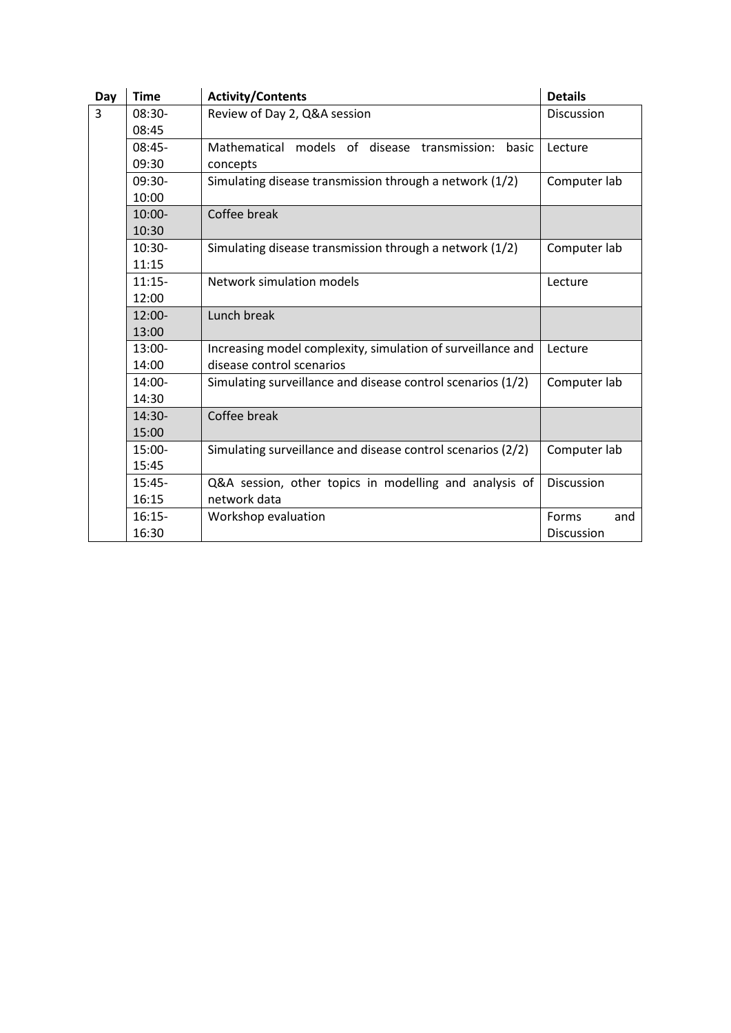| Day | Time | Activity/Contents | Details |
|---|---|---|---|
| 3 | 08:30-08:45 | Review of Day 2, Q&A session | Discussion |
| | 08:45-09:30 | Mathematical models of disease transmission: basic concepts | Lecture |
| | 09:30-10:00 | Simulating disease transmission through a network (1/2) | Computer lab |
| | 10:00-10:30 | Coffee break | |
| | 10:30-11:15 | Simulating disease transmission through a network (1/2) | Computer lab |
| | 11:15-12:00 | Network simulation models | Lecture |
| | 12:00-13:00 | Lunch break | |
| | 13:00-14:00 | Increasing model complexity, simulation of surveillance and disease control scenarios | Lecture |
| | 14:00-14:30 | Simulating surveillance and disease control scenarios (1/2) | Computer lab |
| | 14:30-15:00 | Coffee break | |
| | 15:00-15:45 | Simulating surveillance and disease control scenarios (2/2) | Computer lab |
| | 15:45-16:15 | Q&A session, other topics in modelling and analysis of network data | Discussion |
| | 16:15-16:30 | Workshop evaluation | Forms and Discussion |